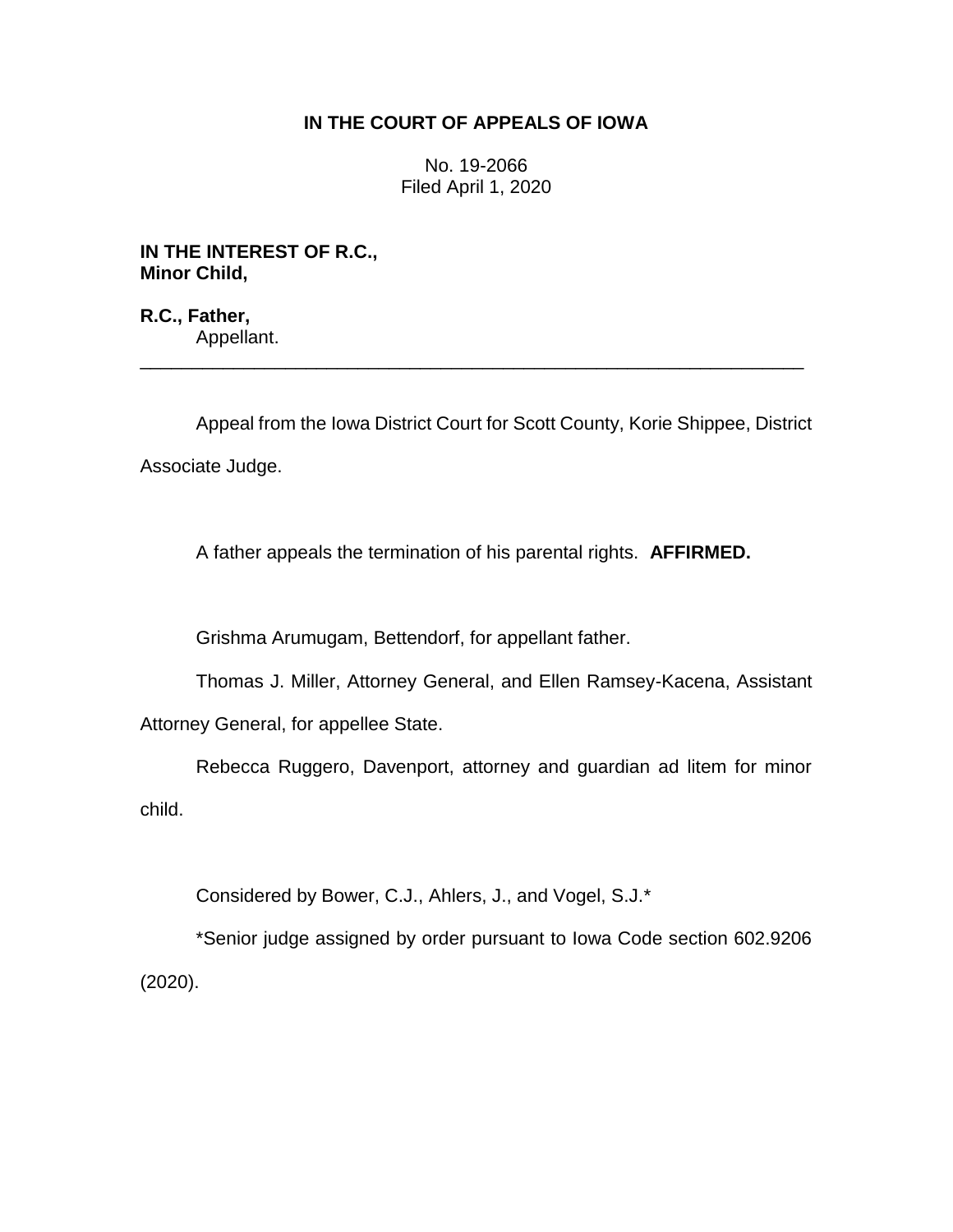**IN THE COURT OF APPEALS OF IOWA**

No. 19-2066
Filed April 1, 2020

**IN THE INTEREST OF R.C.,**
**Minor Child,**

**R.C., Father,**
Appellant.

---

Appeal from the Iowa District Court for Scott County, Korie Shippee, District Associate Judge.

A father appeals the termination of his parental rights. **AFFIRMED.**

Grishma Arumugam, Bettendorf, for appellant father.

Thomas J. Miller, Attorney General, and Ellen Ramsey-Kacena, Assistant Attorney General, for appellee State.

Rebecca Ruggero, Davenport, attorney and guardian ad litem for minor child.

Considered by Bower, C.J., Ahlers, J., and Vogel, S.J.*

*Senior judge assigned by order pursuant to Iowa Code section 602.9206 (2020).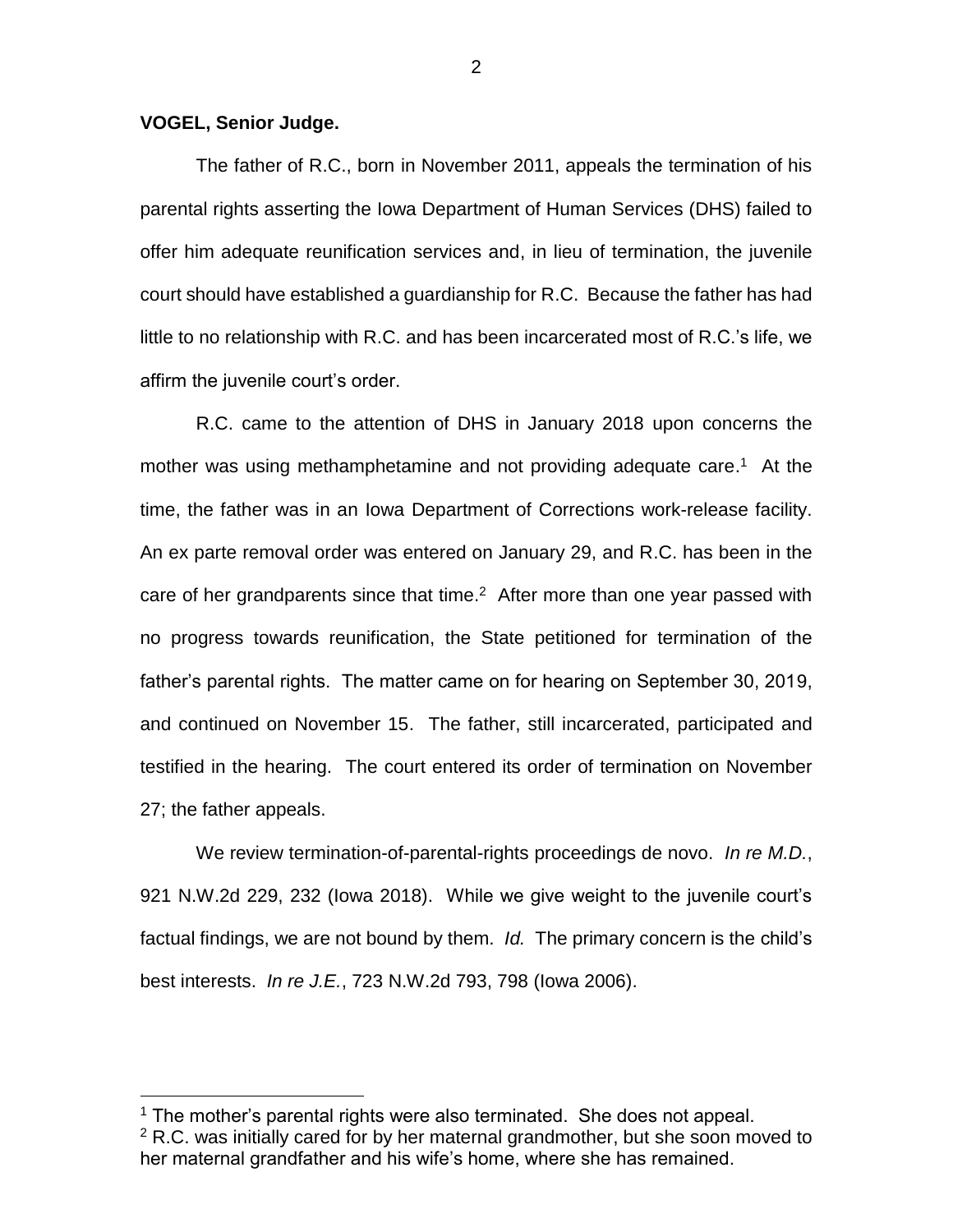**VOGEL, Senior Judge.**

The father of R.C., born in November 2011, appeals the termination of his parental rights asserting the Iowa Department of Human Services (DHS) failed to offer him adequate reunification services and, in lieu of termination, the juvenile court should have established a guardianship for R.C. Because the father has had little to no relationship with R.C. and has been incarcerated most of R.C.'s life, we affirm the juvenile court's order.

R.C. came to the attention of DHS in January 2018 upon concerns the mother was using methamphetamine and not providing adequate care.[1] At the time, the father was in an Iowa Department of Corrections work-release facility. An ex parte removal order was entered on January 29, and R.C. has been in the care of her grandparents since that time.[2] After more than one year passed with no progress towards reunification, the State petitioned for termination of the father's parental rights. The matter came on for hearing on September 30, 2019, and continued on November 15. The father, still incarcerated, participated and testified in the hearing. The court entered its order of termination on November 27; the father appeals.

We review termination-of-parental-rights proceedings de novo. *In re M.D.*, 921 N.W.2d 229, 232 (Iowa 2018). While we give weight to the juvenile court's factual findings, we are not bound by them. *Id.* The primary concern is the child's best interests. *In re J.E.*, 723 N.W.2d 793, 798 (Iowa 2006).

[1] The mother's parental rights were also terminated. She does not appeal.

[2] R.C. was initially cared for by her maternal grandmother, but she soon moved to her maternal grandfather and his wife's home, where she has remained.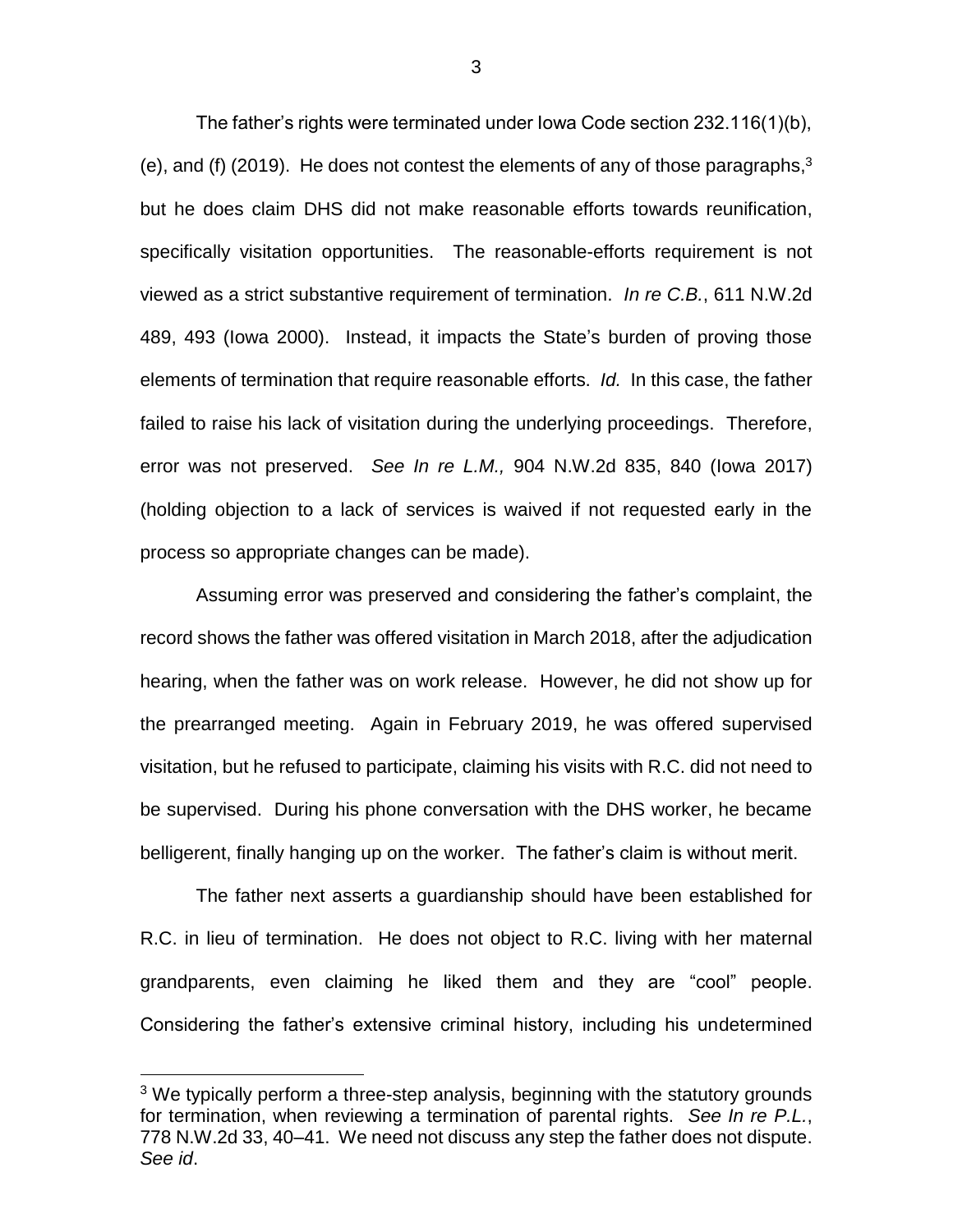The father's rights were terminated under Iowa Code section 232.116(1)(b), (e), and (f) (2019). He does not contest the elements of any of those paragraphs,[3] but he does claim DHS did not make reasonable efforts towards reunification, specifically visitation opportunities. The reasonable-efforts requirement is not viewed as a strict substantive requirement of termination. *In re C.B.*, 611 N.W.2d 489, 493 (Iowa 2000). Instead, it impacts the State's burden of proving those elements of termination that require reasonable efforts. *Id.* In this case, the father failed to raise his lack of visitation during the underlying proceedings. Therefore, error was not preserved. *See In re L.M.,* 904 N.W.2d 835, 840 (Iowa 2017) (holding objection to a lack of services is waived if not requested early in the process so appropriate changes can be made).

Assuming error was preserved and considering the father's complaint, the record shows the father was offered visitation in March 2018, after the adjudication hearing, when the father was on work release. However, he did not show up for the prearranged meeting. Again in February 2019, he was offered supervised visitation, but he refused to participate, claiming his visits with R.C. did not need to be supervised. During his phone conversation with the DHS worker, he became belligerent, finally hanging up on the worker. The father's claim is without merit.

The father next asserts a guardianship should have been established for R.C. in lieu of termination. He does not object to R.C. living with her maternal grandparents, even claiming he liked them and they are "cool" people. Considering the father's extensive criminal history, including his undetermined

---

[3] We typically perform a three-step analysis, beginning with the statutory grounds for termination, when reviewing a termination of parental rights. *See In re P.L.*, 778 N.W.2d 33, 40–41. We need not discuss any step the father does not dispute. *See id*.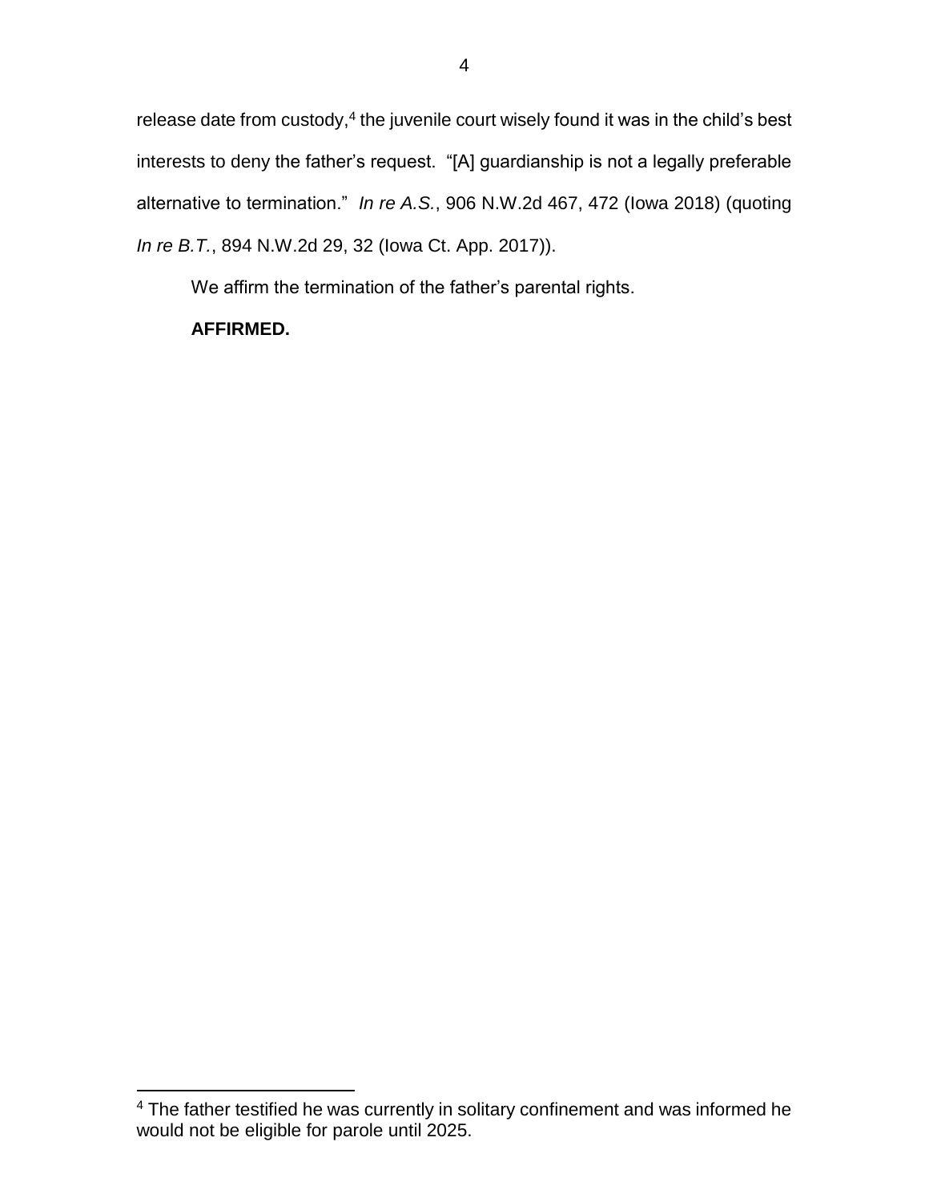release date from custody,[4] the juvenile court wisely found it was in the child's best interests to deny the father's request. "[A] guardianship is not a legally preferable alternative to termination." *In re A.S.*, 906 N.W.2d 467, 472 (Iowa 2018) (quoting *In re B.T.*, 894 N.W.2d 29, 32 (Iowa Ct. App. 2017)).

We affirm the termination of the father's parental rights.

**AFFIRMED.**

---

[4] The father testified he was currently in solitary confinement and was informed he would not be eligible for parole until 2025.